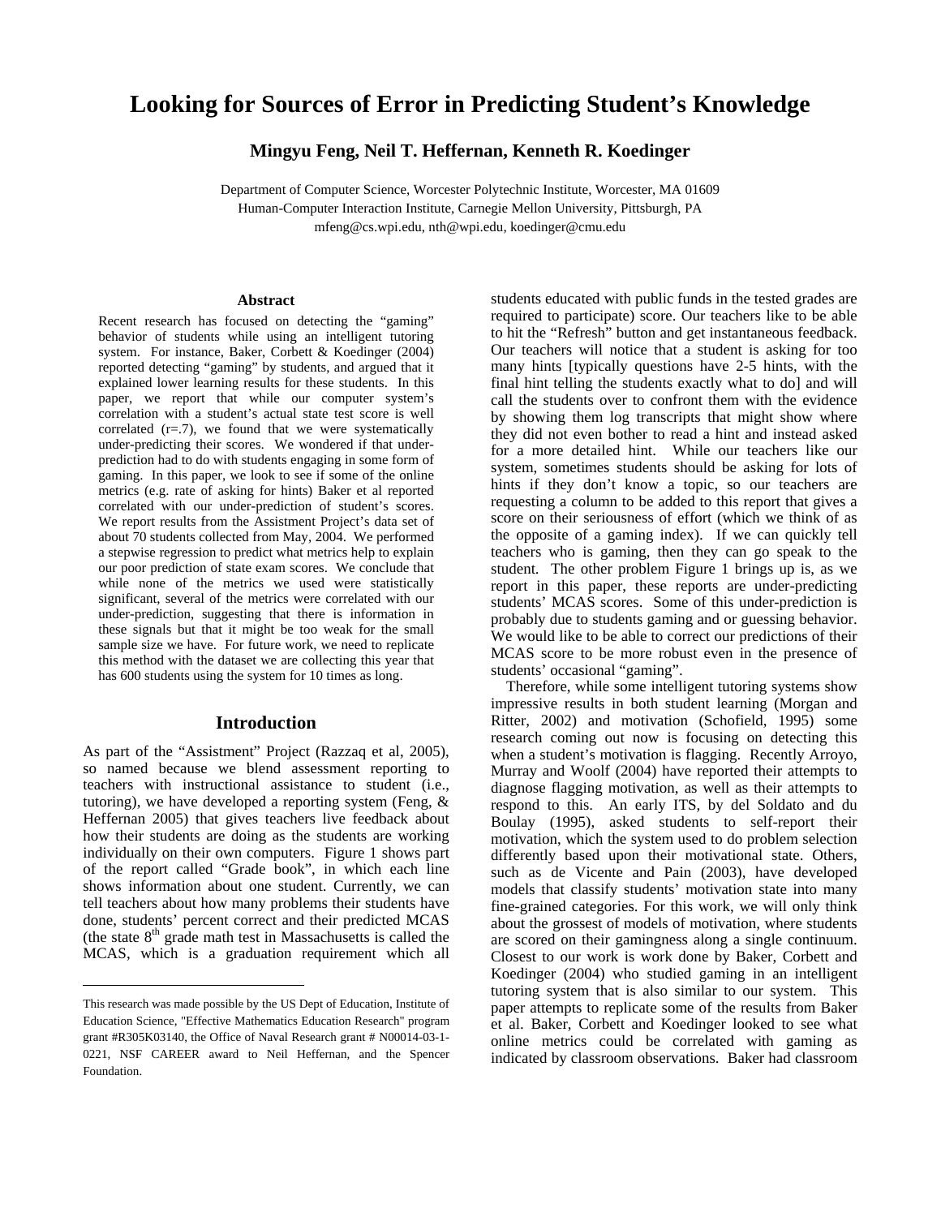# Looking for Sources of Error in Predicting Student's Knowledge

**Mingyu Feng, Neil T. Heffernan, Kenneth R. Koedinger**

Department of Computer Science, Worcester Polytechnic Institute, Worcester, MA 01609
Human-Computer Interaction Institute, Carnegie Mellon University, Pittsburgh, PA
mfeng@cs.wpi.edu, nth@wpi.edu, koedinger@cmu.edu

### Abstract

Recent research has focused on detecting the "gaming" behavior of students while using an intelligent tutoring system. For instance, Baker, Corbett & Koedinger (2004) reported detecting "gaming" by students, and argued that it explained lower learning results for these students. In this paper, we report that while our computer system's correlation with a student's actual state test score is well correlated (r=.7), we found that we were systematically under-predicting their scores. We wondered if that under-prediction had to do with students engaging in some form of gaming. In this paper, we look to see if some of the online metrics (e.g. rate of asking for hints) Baker et al reported correlated with our under-prediction of student's scores. We report results from the Assistment Project's data set of about 70 students collected from May, 2004. We performed a stepwise regression to predict what metrics help to explain our poor prediction of state exam scores. We conclude that while none of the metrics we used were statistically significant, several of the metrics were correlated with our under-prediction, suggesting that there is information in these signals but that it might be too weak for the small sample size we have. For future work, we need to replicate this method with the dataset we are collecting this year that has 600 students using the system for 10 times as long.

## Introduction

As part of the "Assistment" Project (Razzaq et al, 2005), so named because we blend assessment reporting to teachers with instructional assistance to student (i.e., tutoring), we have developed a reporting system (Feng, & Heffernan 2005) that gives teachers live feedback about how their students are doing as the students are working individually on their own computers. Figure 1 shows part of the report called "Grade book", in which each line shows information about one student. Currently, we can tell teachers about how many problems their students have done, students' percent correct and their predicted MCAS (the state 8th grade math test in Massachusetts is called the MCAS, which is a graduation requirement which all students educated with public funds in the tested grades are required to participate) score. Our teachers like to be able to hit the "Refresh" button and get instantaneous feedback. Our teachers will notice that a student is asking for too many hints [typically questions have 2-5 hints, with the final hint telling the students exactly what to do] and will call the students over to confront them with the evidence by showing them log transcripts that might show where they did not even bother to read a hint and instead asked for a more detailed hint. While our teachers like our system, sometimes students should be asking for lots of hints if they don't know a topic, so our teachers are requesting a column to be added to this report that gives a score on their seriousness of effort (which we think of as the opposite of a gaming index). If we can quickly tell teachers who is gaming, then they can go speak to the student. The other problem Figure 1 brings up is, as we report in this paper, these reports are under-predicting students' MCAS scores. Some of this under-prediction is probably due to students gaming and or guessing behavior. We would like to be able to correct our predictions of their MCAS score to be more robust even in the presence of students' occasional "gaming".

Therefore, while some intelligent tutoring systems show impressive results in both student learning (Morgan and Ritter, 2002) and motivation (Schofield, 1995) some research coming out now is focusing on detecting this when a student's motivation is flagging. Recently Arroyo, Murray and Woolf (2004) have reported their attempts to diagnose flagging motivation, as well as their attempts to respond to this. An early ITS, by del Soldato and du Boulay (1995), asked students to self-report their motivation, which the system used to do problem selection differently based upon their motivational state. Others, such as de Vicente and Pain (2003), have developed models that classify students' motivation state into many fine-grained categories. For this work, we will only think about the grossest of models of motivation, where students are scored on their gamingness along a single continuum. Closest to our work is work done by Baker, Corbett and Koedinger (2004) who studied gaming in an intelligent tutoring system that is also similar to our system. This paper attempts to replicate some of the results from Baker et al. Baker, Corbett and Koedinger looked to see what online metrics could be correlated with gaming as indicated by classroom observations. Baker had classroom

---

This research was made possible by the US Dept of Education, Institute of Education Science, "Effective Mathematics Education Research" program grant #R305K03140, the Office of Naval Research grant # N00014-03-1-0221, NSF CAREER award to Neil Heffernan, and the Spencer Foundation.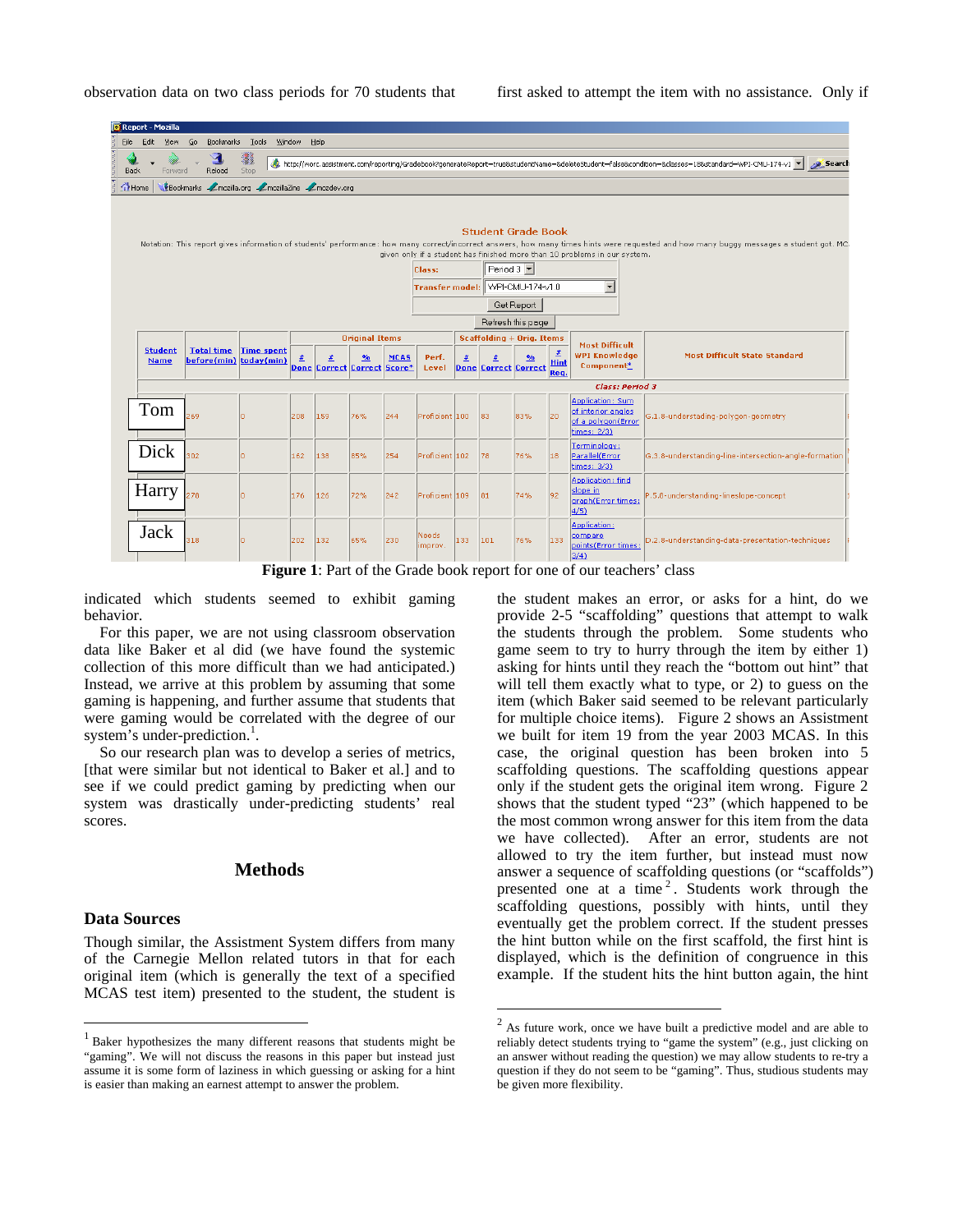observation data on two class periods for 70 students that indicated which students seemed to exhibit gaming behavior.

For this paper, we are not using classroom observation data like Baker et al did (we have found the systemic collection of this more difficult than we had anticipated.) Instead, we arrive at this problem by assuming that some gaming is happening, and further assume that students that were gaming would be correlated with the degree of our system's under-prediction.[1].

So our research plan was to develop a series of metrics, [that were similar but not identical to Baker et al.] and to see if we could predict gaming by predicting when our system was drastically under-predicting students' real scores.

Figure 1: Part of the Grade book report for one of our teachers' class

## Methods

### Data Sources

Though similar, the Assistment System differs from many of the Carnegie Mellon related tutors in that for each original item (which is generally the text of a specified MCAS test item) presented to the student, the student is first asked to attempt the item with no assistance. Only if the student makes an error, or asks for a hint, do we provide 2-5 "scaffolding" questions that attempt to walk the students through the problem. Some students who game seem to try to hurry through the item by either 1) asking for hints until they reach the "bottom out hint" that will tell them exactly what to type, or 2) to guess on the item (which Baker said seemed to be relevant particularly for multiple choice items). Figure 2 shows an Assistment we built for item 19 from the year 2003 MCAS. In this case, the original question has been broken into 5 scaffolding questions. The scaffolding questions appear only if the student gets the original item wrong. Figure 2 shows that the student typed "23" (which happened to be the most common wrong answer for this item from the data we have collected). After an error, students are not allowed to try the item further, but instead must now answer a sequence of scaffolding questions (or "scaffolds") presented one at a time[2]. Students work through the scaffolding questions, possibly with hints, until they eventually get the problem correct. If the student presses the hint button while on the first scaffold, the first hint is displayed, which is the definition of congruence in this example. If the student hits the hint button again, the hint

---

[1] Baker hypothesizes the many different reasons that students might be "gaming". We will not discuss the reasons in this paper but instead just assume it is some form of laziness in which guessing or asking for a hint is easier than making an earnest attempt to answer the problem.

[2] As future work, once we have built a predictive model and are able to reliably detect students trying to "game the system" (e.g., just clicking on an answer without reading the question) we may allow students to re-try a question if they do not seem to be "gaming". Thus, studious students may be given more flexibility.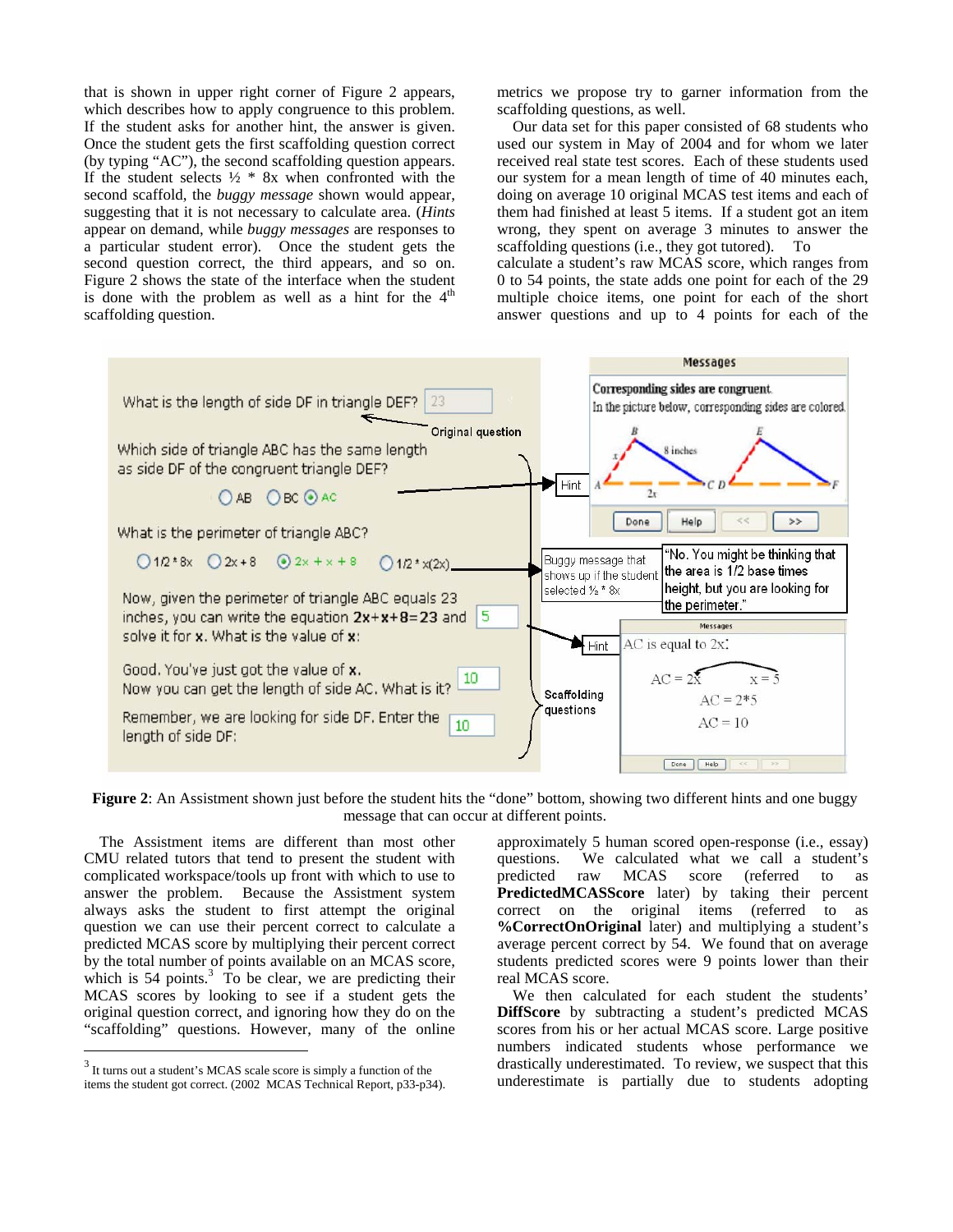that is shown in upper right corner of Figure 2 appears, which describes how to apply congruence to this problem. If the student asks for another hint, the answer is given. Once the student gets the first scaffolding question correct (by typing "AC"), the second scaffolding question appears. If the student selects ½ * 8x when confronted with the second scaffold, the *buggy message* shown would appear, suggesting that it is not necessary to calculate area. (*Hints* appear on demand, while *buggy messages* are responses to a particular student error). Once the student gets the second question correct, the third appears, and so on. Figure 2 shows the state of the interface when the student is done with the problem as well as a hint for the 4th scaffolding question.

metrics we propose try to garner information from the scaffolding questions, as well.

Our data set for this paper consisted of 68 students who used our system in May of 2004 and for whom we later received real state test scores. Each of these students used our system for a mean length of time of 40 minutes each, doing on average 10 original MCAS test items and each of them had finished at least 5 items. If a student got an item wrong, they spent on average 3 minutes to answer the scaffolding questions (i.e., they got tutored). To calculate a student's raw MCAS score, which ranges from 0 to 54 points, the state adds one point for each of the 29 multiple choice items, one point for each of the short answer questions and up to 4 points for each of the

**Figure 2**: An Assistment shown just before the student hits the "done" bottom, showing two different hints and one buggy message that can occur at different points.

The Assistment items are different than most other CMU related tutors that tend to present the student with complicated workspace/tools up front with which to use to answer the problem. Because the Assistment system always asks the student to first attempt the original question we can use their percent correct to calculate a predicted MCAS score by multiplying their percent correct by the total number of points available on an MCAS score, which is 54 points.[3] To be clear, we are predicting their MCAS scores by looking to see if a student gets the original question correct, and ignoring how they do on the "scaffolding" questions. However, many of the online

[3] It turns out a student's MCAS scale score is simply a function of the items the student got correct. (2002 MCAS Technical Report, p33-p34).

approximately 5 human scored open-response (i.e., essay) questions. We calculated what we call a student's predicted raw MCAS score (referred to as **PredictedMCASScore** later) by taking their percent correct on the original items (referred to as **%CorrectOnOriginal** later) and multiplying a student's average percent correct by 54. We found that on average students predicted scores were 9 points lower than their real MCAS score.

We then calculated for each student the students' **DiffScore** by subtracting a student's predicted MCAS scores from his or her actual MCAS score. Large positive numbers indicated students whose performance we drastically underestimated. To review, we suspect that this underestimate is partially due to students adopting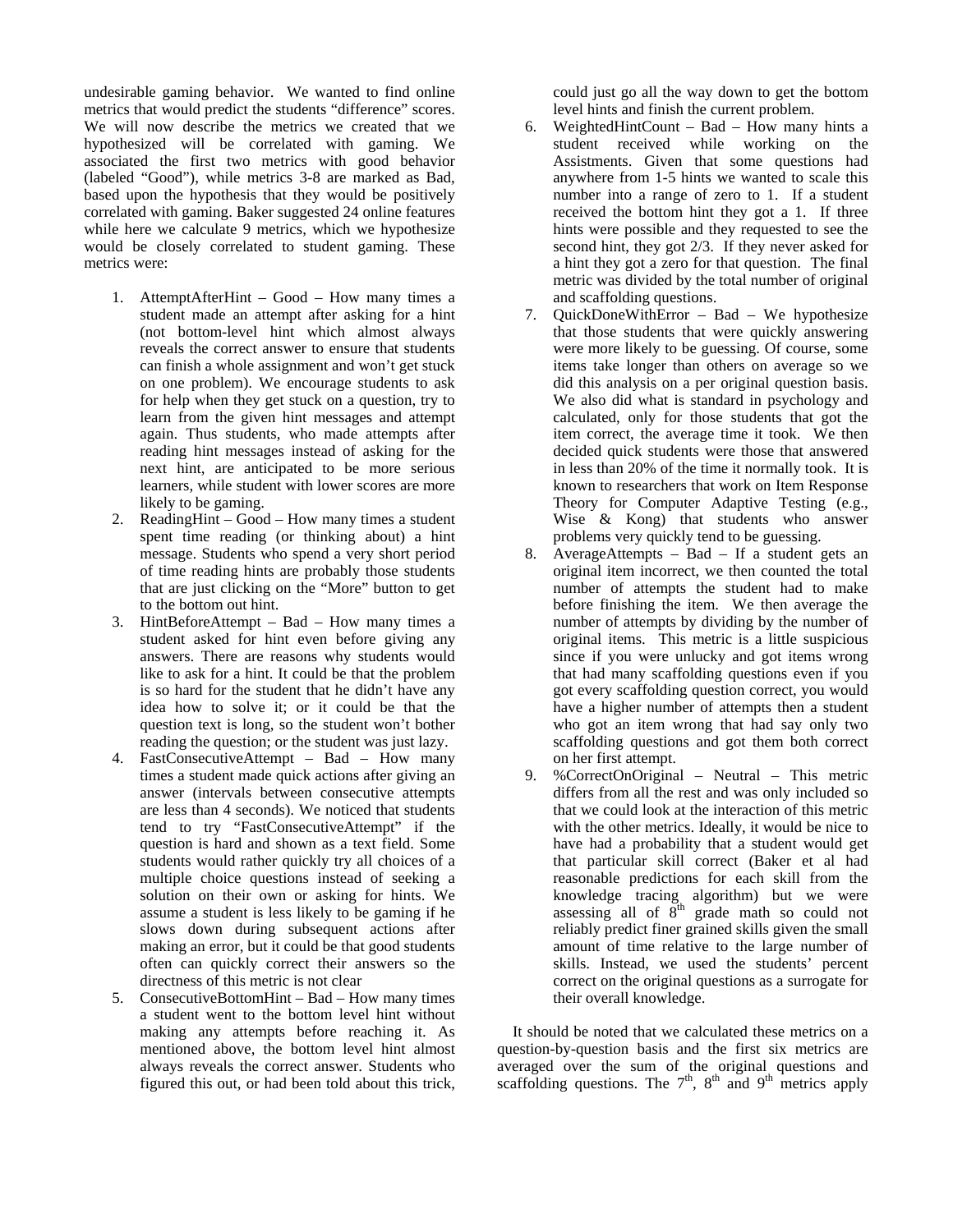undesirable gaming behavior. We wanted to find online metrics that would predict the students "difference" scores. We will now describe the metrics we created that we hypothesized will be correlated with gaming. We associated the first two metrics with good behavior (labeled "Good"), while metrics 3-8 are marked as Bad, based upon the hypothesis that they would be positively correlated with gaming. Baker suggested 24 online features while here we calculate 9 metrics, which we hypothesize would be closely correlated to student gaming. These metrics were:

1. AttemptAfterHint – Good – How many times a student made an attempt after asking for a hint (not bottom-level hint which almost always reveals the correct answer to ensure that students can finish a whole assignment and won't get stuck on one problem). We encourage students to ask for help when they get stuck on a question, try to learn from the given hint messages and attempt again. Thus students, who made attempts after reading hint messages instead of asking for the next hint, are anticipated to be more serious learners, while student with lower scores are more likely to be gaming.
2. ReadingHint – Good – How many times a student spent time reading (or thinking about) a hint message. Students who spend a very short period of time reading hints are probably those students that are just clicking on the "More" button to get to the bottom out hint.
3. HintBeforeAttempt – Bad – How many times a student asked for hint even before giving any answers. There are reasons why students would like to ask for a hint. It could be that the problem is so hard for the student that he didn't have any idea how to solve it; or it could be that the question text is long, so the student won't bother reading the question; or the student was just lazy.
4. FastConsecutiveAttempt – Bad – How many times a student made quick actions after giving an answer (intervals between consecutive attempts are less than 4 seconds). We noticed that students tend to try "FastConsecutiveAttempt" if the question is hard and shown as a text field. Some students would rather quickly try all choices of a multiple choice questions instead of seeking a solution on their own or asking for hints. We assume a student is less likely to be gaming if he slows down during subsequent actions after making an error, but it could be that good students often can quickly correct their answers so the directness of this metric is not clear
5. ConsecutiveBottomHint – Bad – How many times a student went to the bottom level hint without making any attempts before reaching it. As mentioned above, the bottom level hint almost always reveals the correct answer. Students who figured this out, or had been told about this trick, could just go all the way down to get the bottom level hints and finish the current problem.
6. WeightedHintCount – Bad – How many hints a student received while working on the Assistments. Given that some questions had anywhere from 1-5 hints we wanted to scale this number into a range of zero to 1. If a student received the bottom hint they got a 1. If three hints were possible and they requested to see the second hint, they got 2/3. If they never asked for a hint they got a zero for that question. The final metric was divided by the total number of original and scaffolding questions.
7. QuickDoneWithError – Bad – We hypothesize that those students that were quickly answering were more likely to be guessing. Of course, some items take longer than others on average so we did this analysis on a per original question basis. We also did what is standard in psychology and calculated, only for those students that got the item correct, the average time it took. We then decided quick students were those that answered in less than 20% of the time it normally took. It is known to researchers that work on Item Response Theory for Computer Adaptive Testing (e.g., Wise & Kong) that students who answer problems very quickly tend to be guessing.
8. AverageAttempts – Bad – If a student gets an original item incorrect, we then counted the total number of attempts the student had to make before finishing the item. We then average the number of attempts by dividing by the number of original items. This metric is a little suspicious since if you were unlucky and got items wrong that had many scaffolding questions even if you got every scaffolding question correct, you would have a higher number of attempts then a student who got an item wrong that had say only two scaffolding questions and got them both correct on her first attempt.
9. %CorrectOnOriginal – Neutral – This metric differs from all the rest and was only included so that we could look at the interaction of this metric with the other metrics. Ideally, it would be nice to have had a probability that a student would get that particular skill correct (Baker et al had reasonable predictions for each skill from the knowledge tracing algorithm) but we were assessing all of 8th grade math so could not reliably predict finer grained skills given the small amount of time relative to the large number of skills. Instead, we used the students' percent correct on the original questions as a surrogate for their overall knowledge.

It should be noted that we calculated these metrics on a question-by-question basis and the first six metrics are averaged over the sum of the original questions and scaffolding questions. The 7th, 8th and 9th metrics apply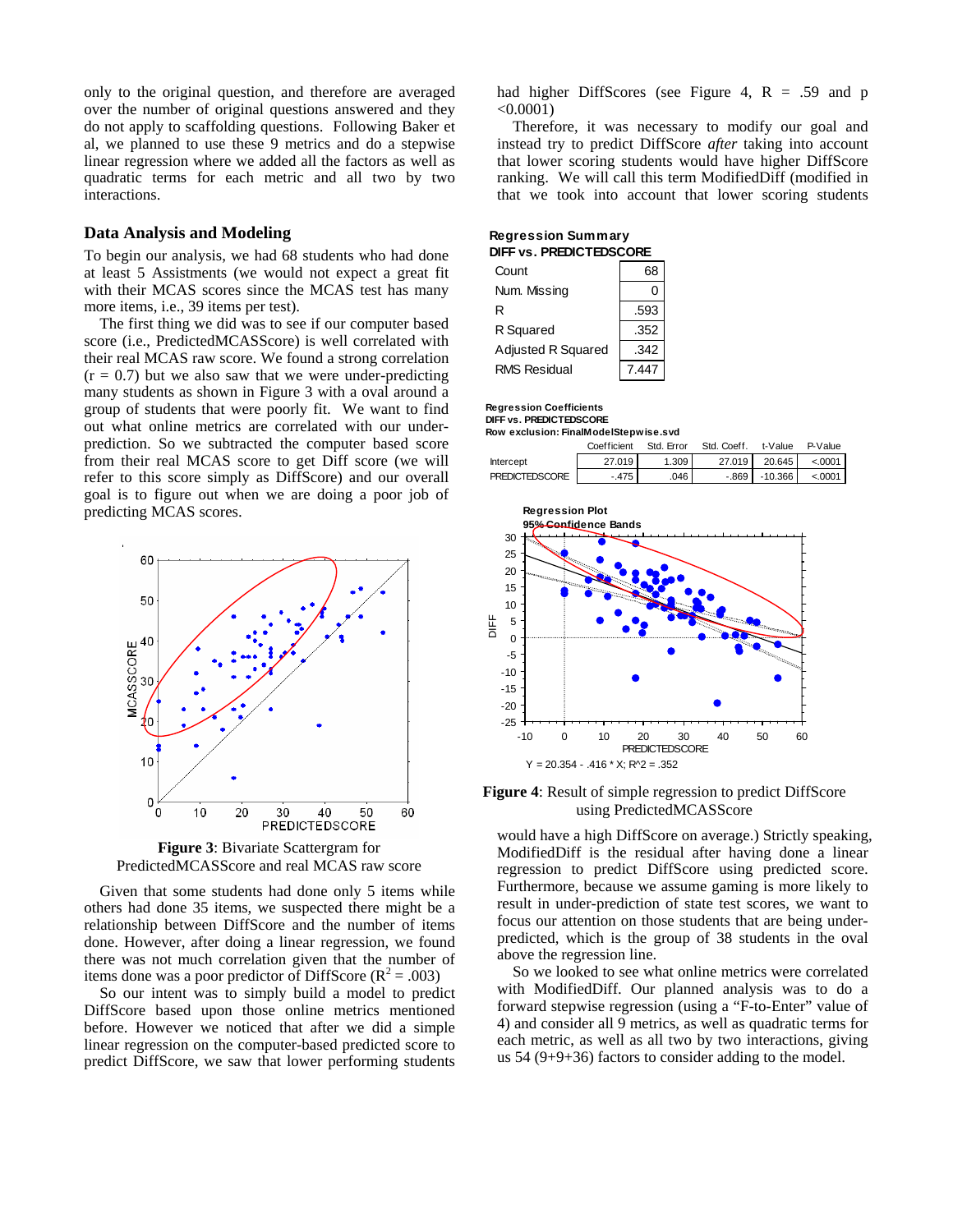only to the original question, and therefore are averaged over the number of original questions answered and they do not apply to scaffolding questions. Following Baker et al, we planned to use these 9 metrics and do a stepwise linear regression where we added all the factors as well as quadratic terms for each metric and all two by two interactions.

## Data Analysis and Modeling

To begin our analysis, we had 68 students who had done at least 5 Assistments (we would not expect a great fit with their MCAS scores since the MCAS test has many more items, i.e., 39 items per test).

The first thing we did was to see if our computer based score (i.e., PredictedMCASScore) is well correlated with their real MCAS raw score. We found a strong correlation ($r = 0.7$) but we also saw that we were under-predicting many students as shown in Figure 3 with a oval around a group of students that were poorly fit. We want to find out what online metrics are correlated with our under-prediction. So we subtracted the computer based score from their real MCAS score to get Diff score (we will refer to this score simply as DiffScore) and our overall goal is to figure out when we are doing a poor job of predicting MCAS scores.

**Figure 3**: Bivariate Scattergram for PredictedMCASScore and real MCAS raw score

Given that some students had done only 5 items while others had done 35 items, we suspected there might be a relationship between DiffScore and the number of items done. However, after doing a linear regression, we found there was not much correlation given that the number of items done was a poor predictor of DiffScore ($R^2 = .003$)

So our intent was to simply build a model to predict DiffScore based upon those online metrics mentioned before. However we noticed that after we did a simple linear regression on the computer-based predicted score to predict DiffScore, we saw that lower performing students had higher DiffScores (see Figure 4, R = .59 and $p < 0.0001$)

Therefore, it was necessary to modify our goal and instead try to predict DiffScore *after* taking into account that lower scoring students would have higher DiffScore ranking. We will call this term ModifiedDiff (modified in that we took into account that lower scoring students would have a high DiffScore on average.) Strictly speaking, ModifiedDiff is the residual after having done a linear regression to predict DiffScore using predicted score. Furthermore, because we assume gaming is more likely to result in under-prediction of state test scores, we want to focus our attention on those students that are being under-predicted, which is the group of 38 students in the oval above the regression line.

**Regression Summary**
**DIFF vs. PREDICTEDSCORE**

| | |
|---|---|
| Count | 68 |
| Num. Missing | 0 |
| R | .593 |
| R Squared | .352 |
| Adjusted R Squared | .342 |
| RMS Residual | 7.447 |

**Regression Coefficients**
**DIFF vs. PREDICTEDSCORE**
**Row exclusion: FinalModelStepwise.svd**

| | Coefficient | Std. Error | Std. Coeff. | t-Value | P-Value |
|---|---|---|---|---|---|
| Intercept | 27.019 | 1.309 | 27.019 | 20.645 | <.0001 |
| PREDICTEDSCORE | -.475 | .046 | -.869 | -10.366 | <.0001 |

**Regression Plot**
**95% Confidence Bands**

Y = 20.354 - .416 * X; R^2 = .352

**Figure 4**: Result of simple regression to predict DiffScore using PredictedMCASScore

So we looked to see what online metrics were correlated with ModifiedDiff. Our planned analysis was to do a forward stepwise regression (using a "F-to-Enter" value of 4) and consider all 9 metrics, as well as quadratic terms for each metric, as well as all two by two interactions, giving us 54 (9+9+36) factors to consider adding to the model.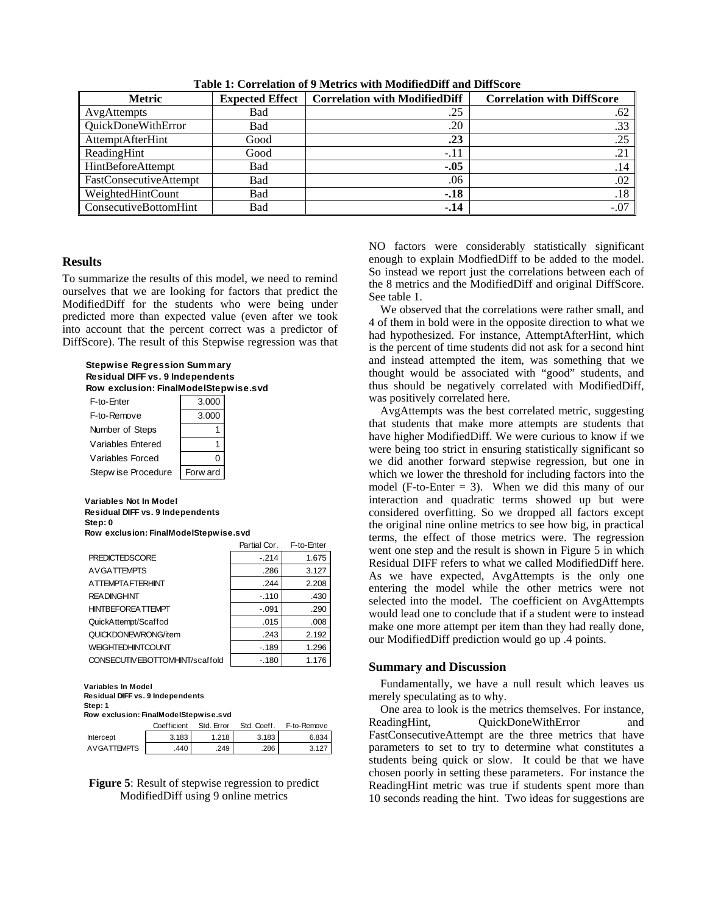**Table 1: Correlation of 9 Metrics with ModifiedDiff and DiffScore**

| Metric | Expected Effect | Correlation with ModifiedDiff | Correlation with DiffScore |
|---|---|---|---|
| AvgAttempts | Bad | .25 | .62 |
| QuickDoneWithError | Bad | .20 | .33 |
| AttemptAfterHint | Good | **.23** | .25 |
| ReadingHint | Good | -.11 | .21 |
| HintBeforeAttempt | Bad | **-.05** | .14 |
| FastConsecutiveAttempt | Bad | .06 | .02 |
| WeightedHintCount | Bad | **-.18** | .18 |
| ConsecutiveBottomHint | Bad | **-.14** | -.07 |

## Results

To summarize the results of this model, we need to remind ourselves that we are looking for factors that predict the ModifiedDiff for the students who were being under predicted more than expected value (even after we took into account that the percent correct was a predictor of DiffScore). The result of this Stepwise regression was that

**Stepwise Regression Summary**
**Residual DIFF vs. 9 Independents**
**Row exclusion: FinalModelStepwise.svd**

| | |
|---|---|
| F-to-Enter | 3.000 |
| F-to-Remove | 3.000 |
| Number of Steps | 1 |
| Variables Entered | 1 |
| Variables Forced | 0 |
| Stepwise Procedure | Forward |

**Variables Not In Model**
**Residual DIFF vs. 9 Independents**
**Step: 0**
**Row exclusion: FinalModelStepwise.svd**

| | Partial Cor. | F-to-Enter |
|---|---|---|
| PREDICTEDSCORE | -.214 | 1.675 |
| AVGATTEMPTS | .286 | 3.127 |
| ATTEMPTAFTERHINT | .244 | 2.208 |
| READINGHINT | -.110 | .430 |
| HINTBEFOREATTEMPT | -.091 | .290 |
| QuickAttempt/Scaffod | .015 | .008 |
| QUICKDONEWRONG/item | .243 | 2.192 |
| WEIGHTEDHINTCOUNT | -.189 | 1.296 |
| CONSECUTIVEBOTTOMHINT/scaffold | -.180 | 1.176 |

**Variables In Model**
**Residual DIFF vs. 9 Independents**
**Step: 1**
**Row exclusion: FinalModelStepwise.svd**

| | Coefficient | Std. Error | Std. Coeff. | F-to-Remove |
|---|---|---|---|---|
| Intercept | 3.183 | 1.218 | 3.183 | 6.834 |
| AVGATTEMPTS | .440 | .249 | .286 | 3.127 |

**Figure 5**: Result of stepwise regression to predict ModifiedDiff using 9 online metrics

NO factors were considerably statistically significant enough to explain ModfiedDiff to be added to the model. So instead we report just the correlations between each of the 8 metrics and the ModifiedDiff and original DiffScore. See table 1.

We observed that the correlations were rather small, and 4 of them in bold were in the opposite direction to what we had hypothesized. For instance, AttemptAfterHint, which is the percent of time students did not ask for a second hint and instead attempted the item, was something that we thought would be associated with "good" students, and thus should be negatively correlated with ModifiedDiff, was positively correlated here.

AvgAttempts was the best correlated metric, suggesting that students that make more attempts are students that have higher ModifiedDiff. We were curious to know if we were being too strict in ensuring statistically significant so we did another forward stepwise regression, but one in which we lower the threshold for including factors into the model (F-to-Enter = 3). When we did this many of our interaction and quadratic terms showed up but were considered overfitting. So we dropped all factors except the original nine online metrics to see how big, in practical terms, the effect of those metrics were. The regression went one step and the result is shown in Figure 5 in which Residual DIFF refers to what we called ModifiedDiff here. As we have expected, AvgAttempts is the only one entering the model while the other metrics were not selected into the model. The coefficient on AvgAttempts would lead one to conclude that if a student were to instead make one more attempt per item than they had really done, our ModifiedDiff prediction would go up .4 points.

## Summary and Discussion

Fundamentally, we have a null result which leaves us merely speculating as to why.

One area to look is the metrics themselves. For instance, ReadingHint, QuickDoneWithError and FastConsecutiveAttempt are the three metrics that have parameters to set to try to determine what constitutes a students being quick or slow. It could be that we have chosen poorly in setting these parameters. For instance the ReadingHint metric was true if students spent more than 10 seconds reading the hint. Two ideas for suggestions are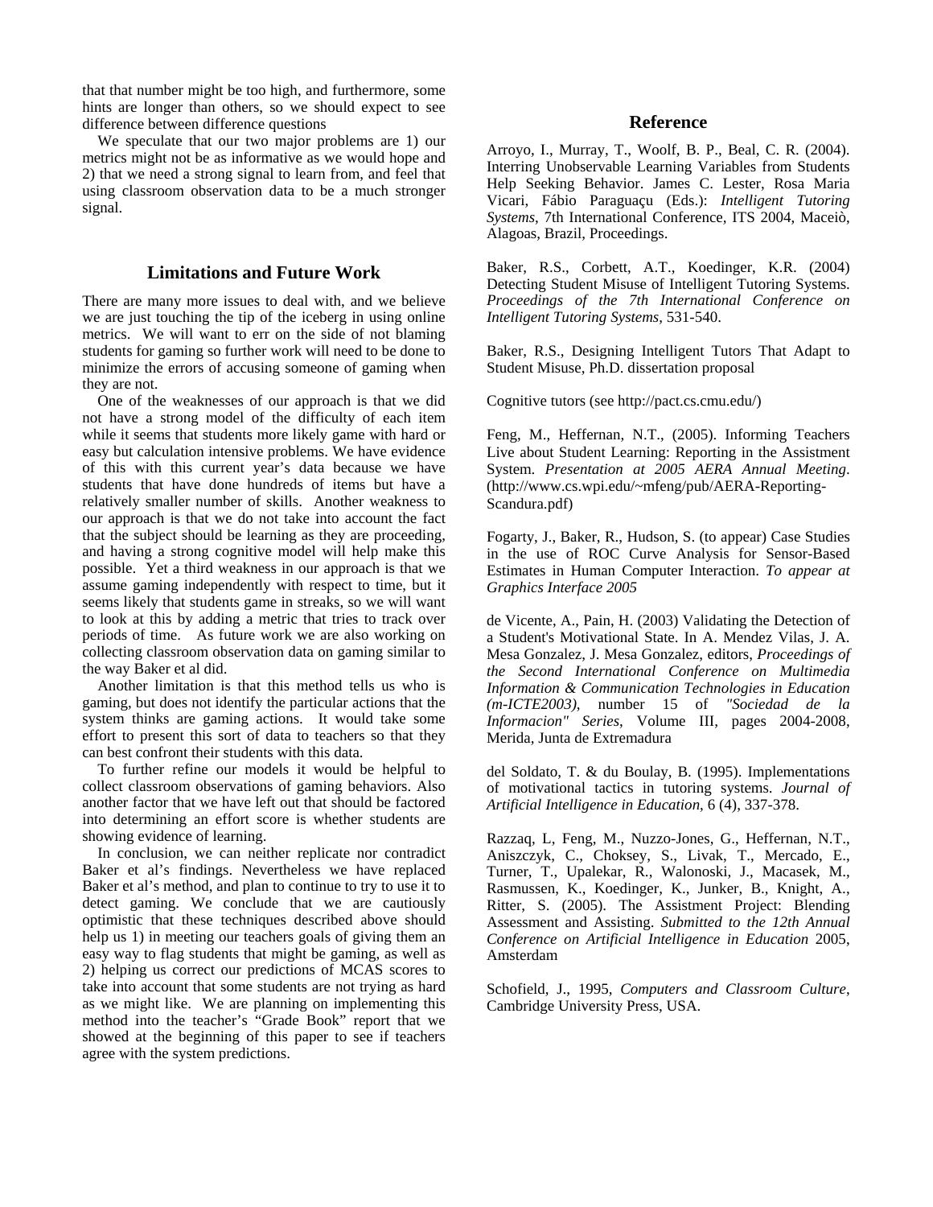that that number might be too high, and furthermore, some hints are longer than others, so we should expect to see difference between difference questions

We speculate that our two major problems are 1) our metrics might not be as informative as we would hope and 2) that we need a strong signal to learn from, and feel that using classroom observation data to be a much stronger signal.

## Limitations and Future Work

There are many more issues to deal with, and we believe we are just touching the tip of the iceberg in using online metrics. We will want to err on the side of not blaming students for gaming so further work will need to be done to minimize the errors of accusing someone of gaming when they are not.

One of the weaknesses of our approach is that we did not have a strong model of the difficulty of each item while it seems that students more likely game with hard or easy but calculation intensive problems. We have evidence of this with this current year's data because we have students that have done hundreds of items but have a relatively smaller number of skills. Another weakness to our approach is that we do not take into account the fact that the subject should be learning as they are proceeding, and having a strong cognitive model will help make this possible. Yet a third weakness in our approach is that we assume gaming independently with respect to time, but it seems likely that students game in streaks, so we will want to look at this by adding a metric that tries to track over periods of time. As future work we are also working on collecting classroom observation data on gaming similar to the way Baker et al did.

Another limitation is that this method tells us who is gaming, but does not identify the particular actions that the system thinks are gaming actions. It would take some effort to present this sort of data to teachers so that they can best confront their students with this data.

To further refine our models it would be helpful to collect classroom observations of gaming behaviors. Also another factor that we have left out that should be factored into determining an effort score is whether students are showing evidence of learning.

In conclusion, we can neither replicate nor contradict Baker et al's findings. Nevertheless we have replaced Baker et al's method, and plan to continue to try to use it to detect gaming. We conclude that we are cautiously optimistic that these techniques described above should help us 1) in meeting our teachers goals of giving them an easy way to flag students that might be gaming, as well as 2) helping us correct our predictions of MCAS scores to take into account that some students are not trying as hard as we might like. We are planning on implementing this method into the teacher's "Grade Book" report that we showed at the beginning of this paper to see if teachers agree with the system predictions.

## Reference

Arroyo, I., Murray, T., Woolf, B. P., Beal, C. R. (2004). Interring Unobservable Learning Variables from Students Help Seeking Behavior. James C. Lester, Rosa Maria Vicari, Fábio Paraguaçu (Eds.): *Intelligent Tutoring Systems*, 7th International Conference, ITS 2004, Maceiò, Alagoas, Brazil, Proceedings.

Baker, R.S., Corbett, A.T., Koedinger, K.R. (2004) Detecting Student Misuse of Intelligent Tutoring Systems. *Proceedings of the 7th International Conference on Intelligent Tutoring Systems*, 531-540.

Baker, R.S., Designing Intelligent Tutors That Adapt to Student Misuse, Ph.D. dissertation proposal

Cognitive tutors (see http://pact.cs.cmu.edu/)

Feng, M., Heffernan, N.T., (2005). Informing Teachers Live about Student Learning: Reporting in the Assistment System. *Presentation at 2005 AERA Annual Meeting*. (http://www.cs.wpi.edu/~mfeng/pub/AERA-Reporting-Scandura.pdf)

Fogarty, J., Baker, R., Hudson, S. (to appear) Case Studies in the use of ROC Curve Analysis for Sensor-Based Estimates in Human Computer Interaction. *To appear at Graphics Interface 2005*

de Vicente, A., Pain, H. (2003) Validating the Detection of a Student's Motivational State. In A. Mendez Vilas, J. A. Mesa Gonzalez, J. Mesa Gonzalez, editors, *Proceedings of the Second International Conference on Multimedia Information & Communication Technologies in Education (m-ICTE2003)*, number 15 of *"Sociedad de la Informacion" Series*, Volume III, pages 2004-2008, Merida, Junta de Extremadura

del Soldato, T. & du Boulay, B. (1995). Implementations of motivational tactics in tutoring systems. *Journal of Artificial Intelligence in Education*, 6 (4), 337-378.

Razzaq, L, Feng, M., Nuzzo-Jones, G., Heffernan, N.T., Aniszczyk, C., Choksey, S., Livak, T., Mercado, E., Turner, T., Upalekar, R., Walonoski, J., Macasek, M., Rasmussen, K., Koedinger, K., Junker, B., Knight, A., Ritter, S. (2005). The Assistment Project: Blending Assessment and Assisting. *Submitted to the 12th Annual Conference on Artificial Intelligence in Education* 2005, Amsterdam

Schofield, J., 1995, *Computers and Classroom Culture*, Cambridge University Press, USA.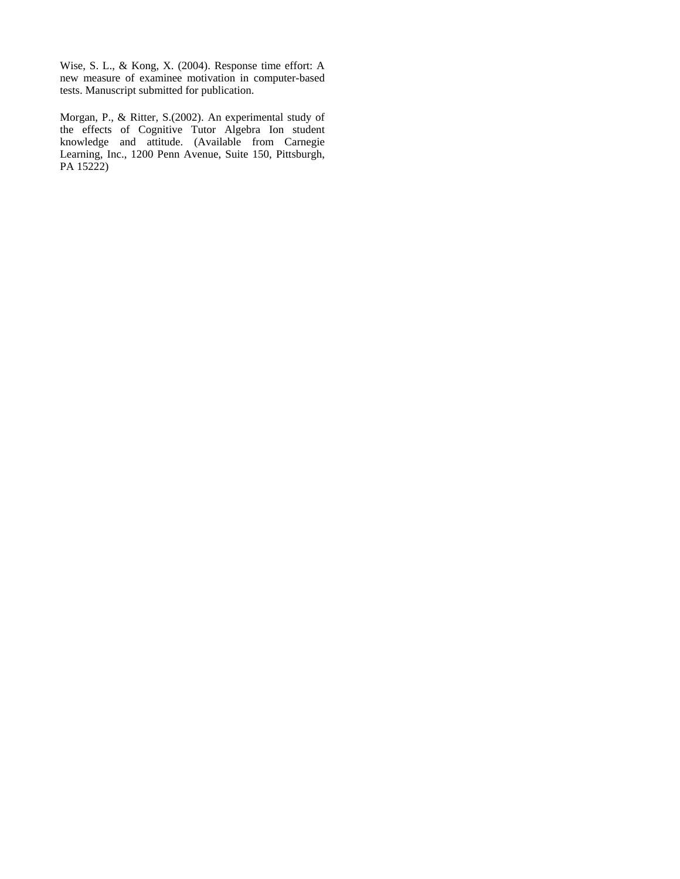Wise, S. L., & Kong, X. (2004). Response time effort: A new measure of examinee motivation in computer-based tests. Manuscript submitted for publication.

Morgan, P., & Ritter, S.(2002). An experimental study of the effects of Cognitive Tutor Algebra Ion student knowledge and attitude. (Available from Carnegie Learning, Inc., 1200 Penn Avenue, Suite 150, Pittsburgh, PA 15222)